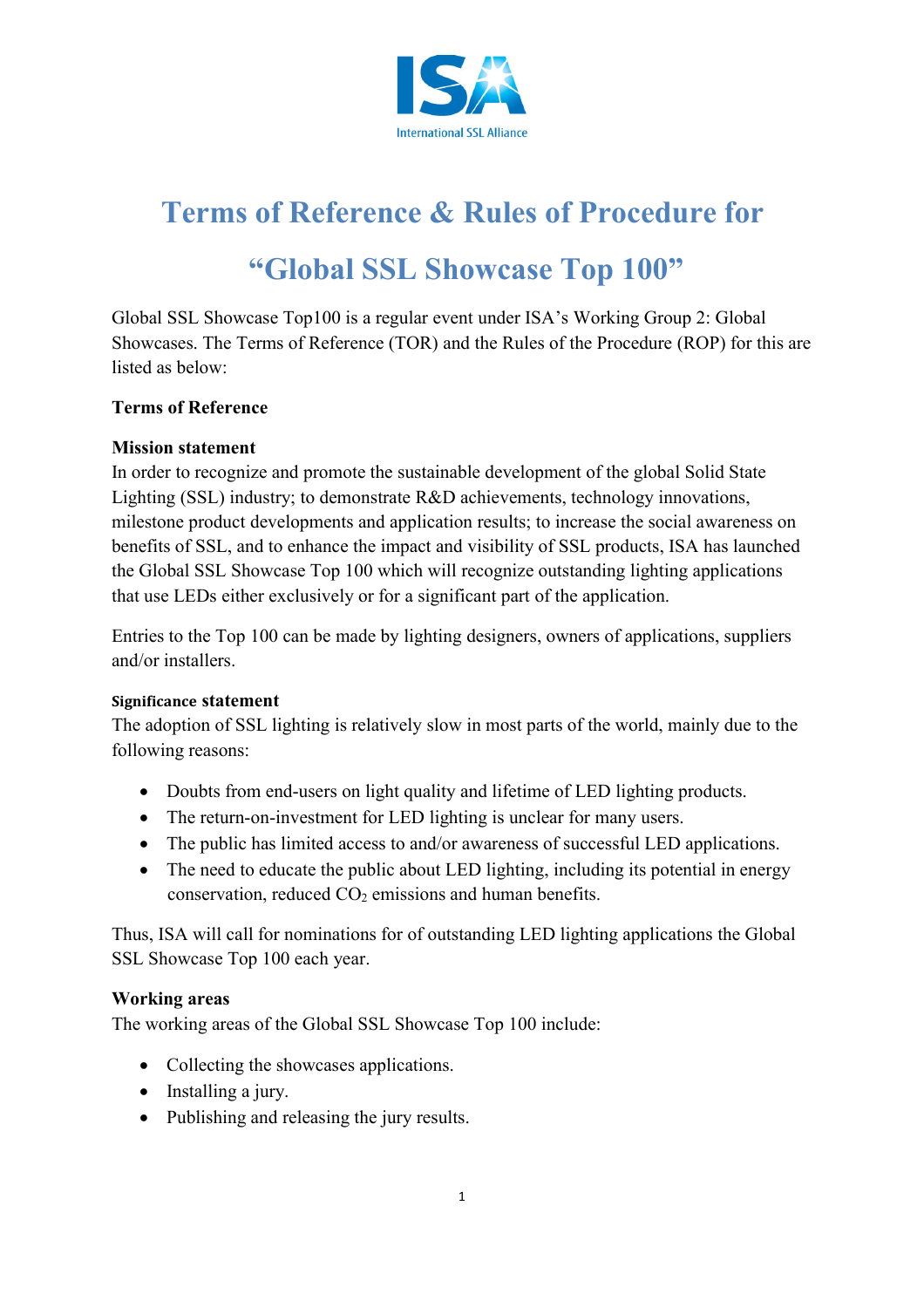# Terms of Reference & Rules of Procedure for "Global SSL Showcase Top 100"

Global SSL Showcase Top100 is a regular event under ISA's Working Group 2: Global Showcases. The Terms of Reference (TOR) and the Rules of the Procedure (ROP) for this are listed as below:

## Terms of Reference

### Mission statement

In order to recognize and promote the sustainable development of the global Solid State Lighting (SSL) industry; to demonstrate R&D achievements, technology innovations, milestone product developments and application results; to increase the social awareness on benefits of SSL, and to enhance the impact and visibility of SSL products, ISA has launched the Global SSL Showcase Top 100 which will recognize outstanding lighting applications that use LEDs either exclusively or for a significant part of the application.

Entries to the Top 100 can be made by lighting designers, owners of applications, suppliers and/or installers.

### Significance statement

The adoption of SSL lighting is relatively slow in most parts of the world, mainly due to the following reasons:

- Doubts from end-users on light quality and lifetime of LED lighting products.
- The return-on-investment for LED lighting is unclear for many users.
- The public has limited access to and/or awareness of successful LED applications.
- The need to educate the public about LED lighting, including its potential in energy conservation, reduced $CO_2$ emissions and human benefits.

Thus, ISA will call for nominations for of outstanding LED lighting applications the Global SSL Showcase Top 100 each year.

### Working areas

The working areas of the Global SSL Showcase Top 100 include:

- Collecting the showcases applications.
- Installing a jury.
- Publishing and releasing the jury results.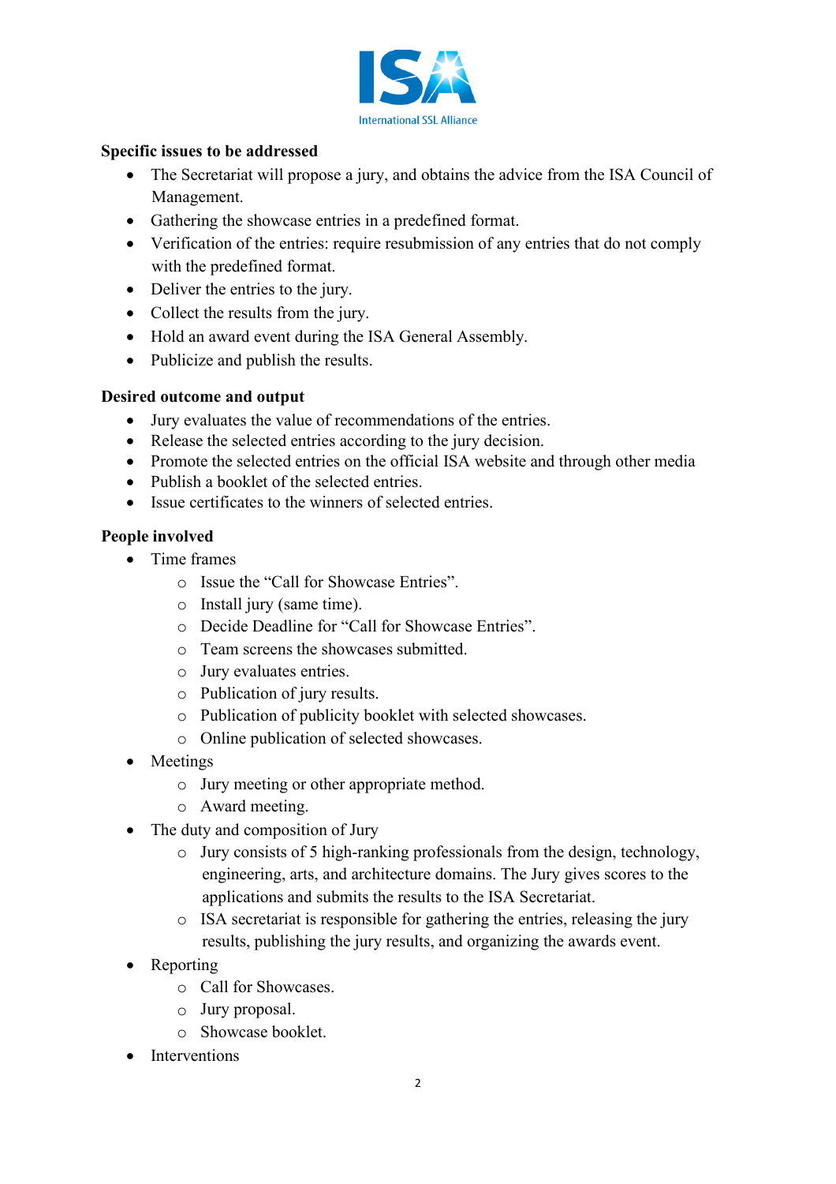**Specific issues to be addressed**

- The Secretariat will propose a jury, and obtains the advice from the ISA Council of Management.
- Gathering the showcase entries in a predefined format.
- Verification of the entries: require resubmission of any entries that do not comply with the predefined format.
- Deliver the entries to the jury.
- Collect the results from the jury.
- Hold an award event during the ISA General Assembly.
- Publicize and publish the results.

**Desired outcome and output**

- Jury evaluates the value of recommendations of the entries.
- Release the selected entries according to the jury decision.
- Promote the selected entries on the official ISA website and through other media
- Publish a booklet of the selected entries.
- Issue certificates to the winners of selected entries.

**People involved**

- Time frames
  - Issue the "Call for Showcase Entries".
  - Install jury (same time).
  - Decide Deadline for "Call for Showcase Entries".
  - Team screens the showcases submitted.
  - Jury evaluates entries.
  - Publication of jury results.
  - Publication of publicity booklet with selected showcases.
  - Online publication of selected showcases.
- Meetings
  - Jury meeting or other appropriate method.
  - Award meeting.
- The duty and composition of Jury
  - Jury consists of 5 high-ranking professionals from the design, technology, engineering, arts, and architecture domains. The Jury gives scores to the applications and submits the results to the ISA Secretariat.
  - ISA secretariat is responsible for gathering the entries, releasing the jury results, publishing the jury results, and organizing the awards event.
- Reporting
  - Call for Showcases.
  - Jury proposal.
  - Showcase booklet.
- Interventions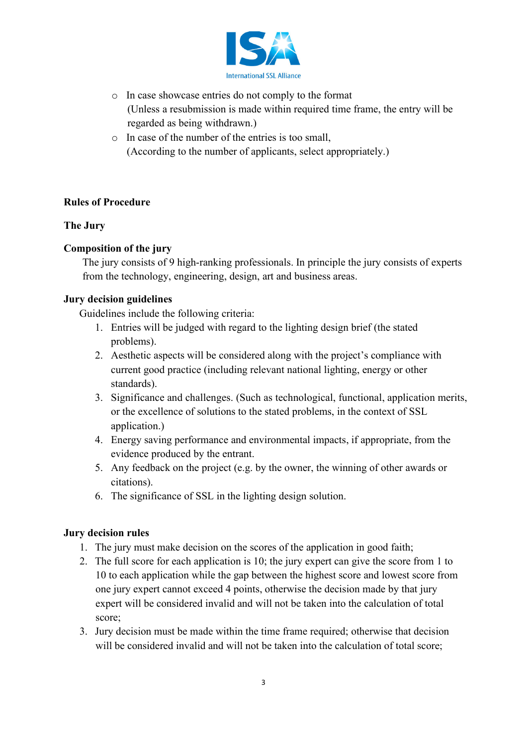- In case showcase entries do not comply to the format
  (Unless a resubmission is made within required time frame, the entry will be regarded as being withdrawn.)
- In case of the number of the entries is too small,
  (According to the number of applicants, select appropriately.)

**Rules of Procedure**

**The Jury**

**Composition of the jury**

The jury consists of 9 high-ranking professionals. In principle the jury consists of experts from the technology, engineering, design, art and business areas.

**Jury decision guidelines**

Guidelines include the following criteria:

1. Entries will be judged with regard to the lighting design brief (the stated problems).
2. Aesthetic aspects will be considered along with the project's compliance with current good practice (including relevant national lighting, energy or other standards).
3. Significance and challenges. (Such as technological, functional, application merits, or the excellence of solutions to the stated problems, in the context of SSL application.)
4. Energy saving performance and environmental impacts, if appropriate, from the evidence produced by the entrant.
5. Any feedback on the project (e.g. by the owner, the winning of other awards or citations).
6. The significance of SSL in the lighting design solution.

**Jury decision rules**

1. The jury must make decision on the scores of the application in good faith;
2. The full score for each application is 10; the jury expert can give the score from 1 to 10 to each application while the gap between the highest score and lowest score from one jury expert cannot exceed 4 points, otherwise the decision made by that jury expert will be considered invalid and will not be taken into the calculation of total score;
3. Jury decision must be made within the time frame required; otherwise that decision will be considered invalid and will not be taken into the calculation of total score;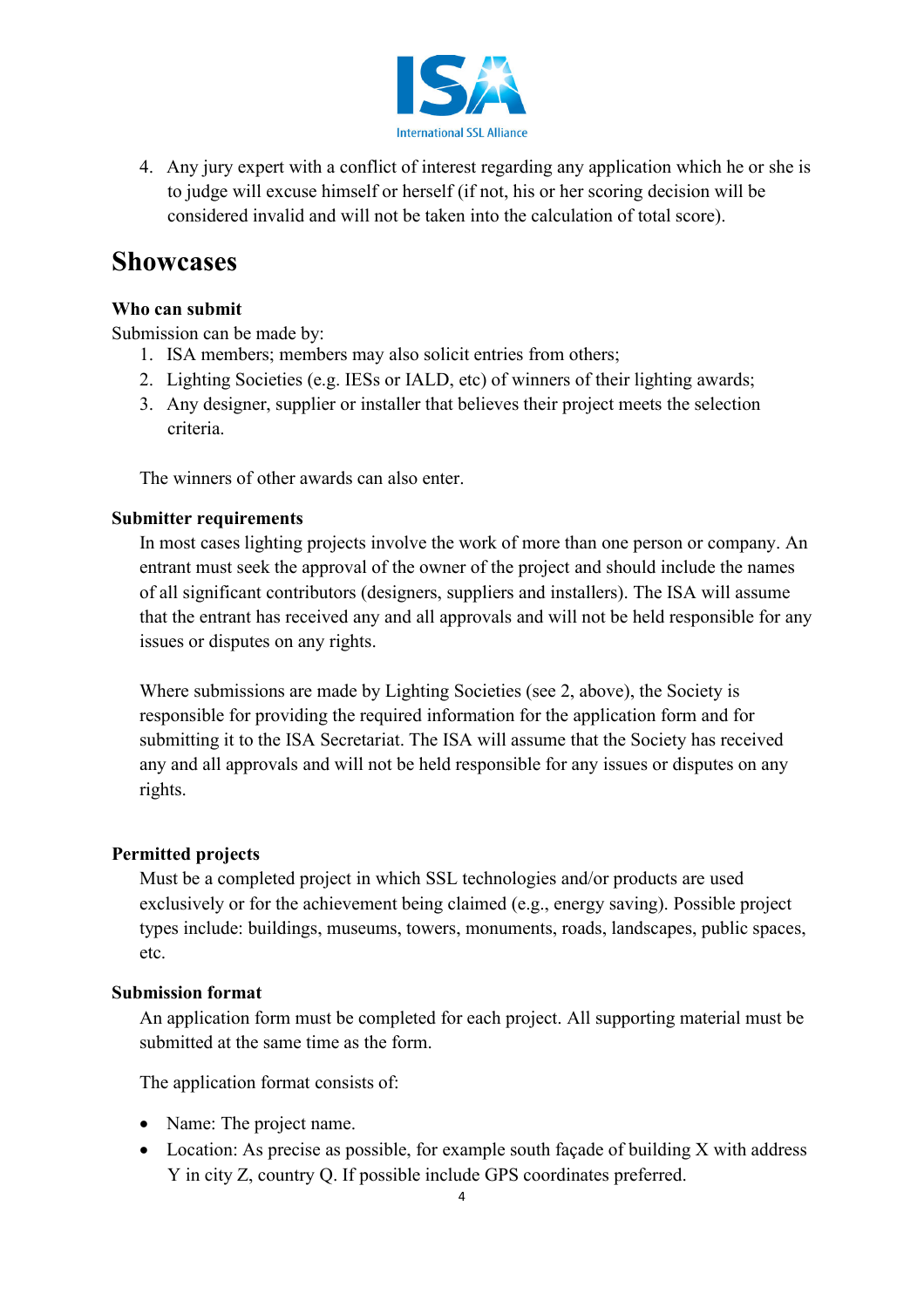4. Any jury expert with a conflict of interest regarding any application which he or she is to judge will excuse himself or herself (if not, his or her scoring decision will be considered invalid and will not be taken into the calculation of total score).

# Showcases

**Who can submit**

Submission can be made by:

1. ISA members; members may also solicit entries from others;
2. Lighting Societies (e.g. IESs or IALD, etc) of winners of their lighting awards;
3. Any designer, supplier or installer that believes their project meets the selection criteria.

The winners of other awards can also enter.

**Submitter requirements**

In most cases lighting projects involve the work of more than one person or company. An entrant must seek the approval of the owner of the project and should include the names of all significant contributors (designers, suppliers and installers). The ISA will assume that the entrant has received any and all approvals and will not be held responsible for any issues or disputes on any rights.

Where submissions are made by Lighting Societies (see 2, above), the Society is responsible for providing the required information for the application form and for submitting it to the ISA Secretariat. The ISA will assume that the Society has received any and all approvals and will not be held responsible for any issues or disputes on any rights.

**Permitted projects**

Must be a completed project in which SSL technologies and/or products are used exclusively or for the achievement being claimed (e.g., energy saving). Possible project types include: buildings, museums, towers, monuments, roads, landscapes, public spaces, etc.

**Submission format**

An application form must be completed for each project. All supporting material must be submitted at the same time as the form.

The application format consists of:

- Name: The project name.
- Location: As precise as possible, for example south façade of building X with address Y in city Z, country Q. If possible include GPS coordinates preferred.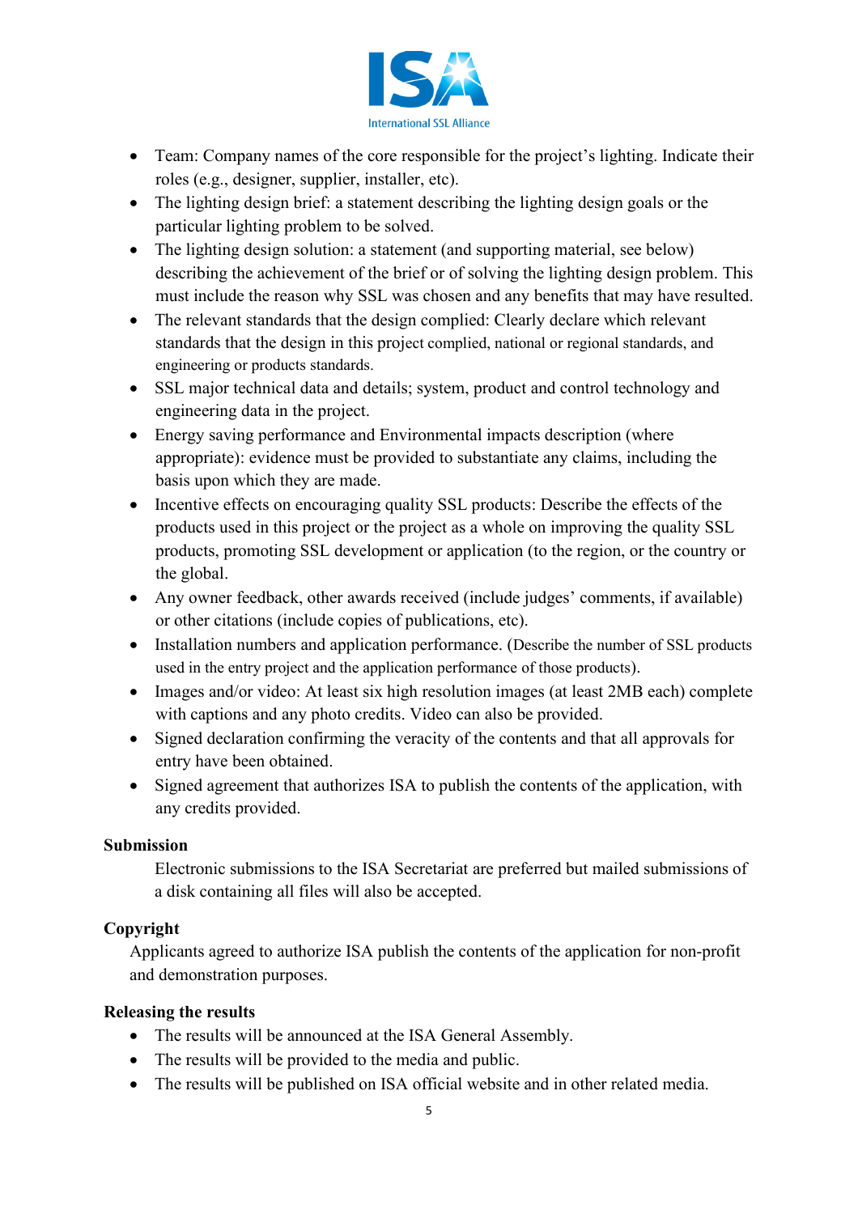- Team: Company names of the core responsible for the project's lighting. Indicate their roles (e.g., designer, supplier, installer, etc).
- The lighting design brief: a statement describing the lighting design goals or the particular lighting problem to be solved.
- The lighting design solution: a statement (and supporting material, see below) describing the achievement of the brief or of solving the lighting design problem. This must include the reason why SSL was chosen and any benefits that may have resulted.
- The relevant standards that the design complied: Clearly declare which relevant standards that the design in this project complied, national or regional standards, and engineering or products standards.
- SSL major technical data and details; system, product and control technology and engineering data in the project.
- Energy saving performance and Environmental impacts description (where appropriate): evidence must be provided to substantiate any claims, including the basis upon which they are made.
- Incentive effects on encouraging quality SSL products: Describe the effects of the products used in this project or the project as a whole on improving the quality SSL products, promoting SSL development or application (to the region, or the country or the global.
- Any owner feedback, other awards received (include judges' comments, if available) or other citations (include copies of publications, etc).
- Installation numbers and application performance. (Describe the number of SSL products used in the entry project and the application performance of those products).
- Images and/or video: At least six high resolution images (at least 2MB each) complete with captions and any photo credits. Video can also be provided.
- Signed declaration confirming the veracity of the contents and that all approvals for entry have been obtained.
- Signed agreement that authorizes ISA to publish the contents of the application, with any credits provided.

**Submission**

Electronic submissions to the ISA Secretariat are preferred but mailed submissions of a disk containing all files will also be accepted.

**Copyright**

Applicants agreed to authorize ISA publish the contents of the application for non-profit and demonstration purposes.

**Releasing the results**

- The results will be announced at the ISA General Assembly.
- The results will be provided to the media and public.
- The results will be published on ISA official website and in other related media.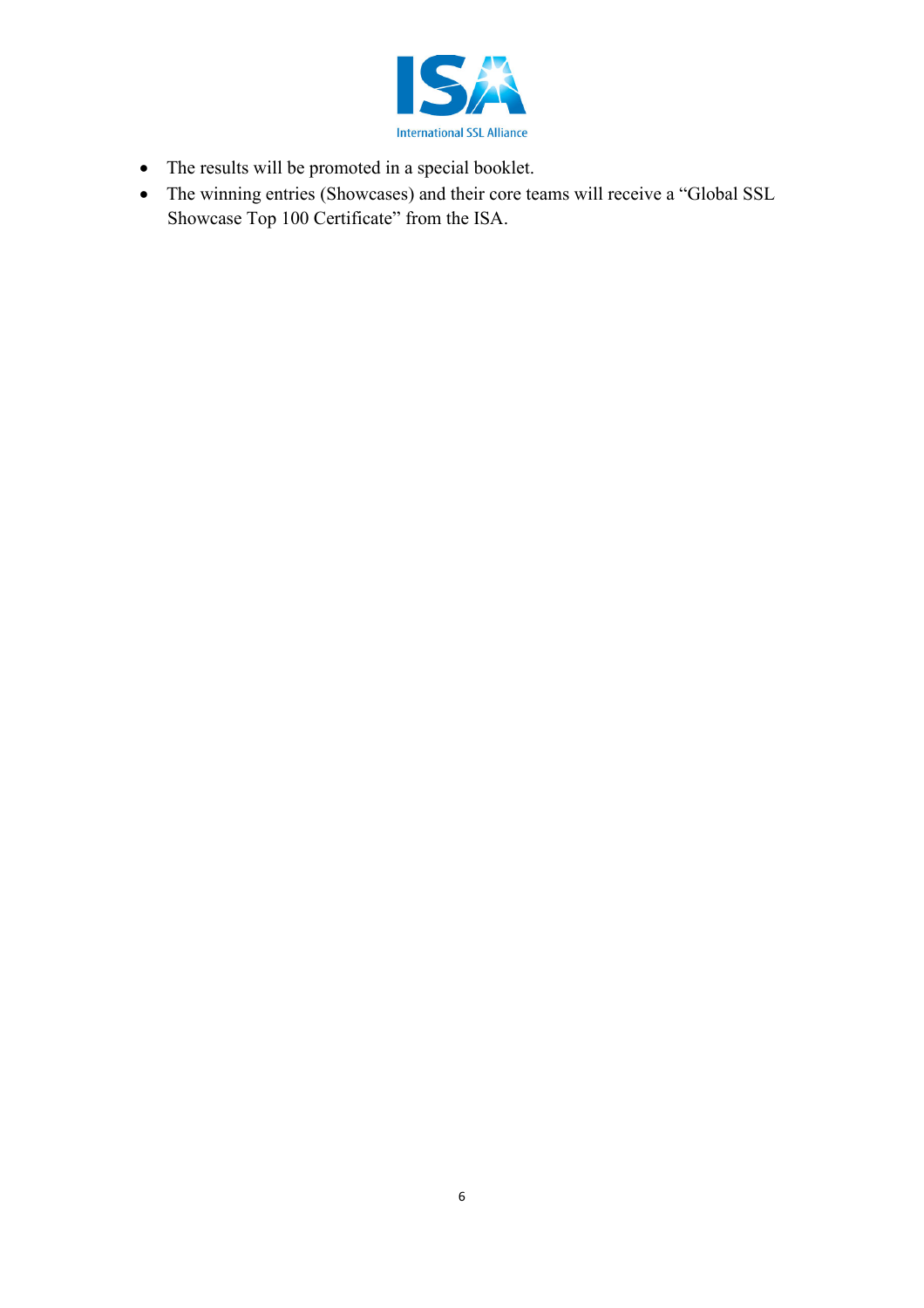- The results will be promoted in a special booklet.
- The winning entries (Showcases) and their core teams will receive a "Global SSL Showcase Top 100 Certificate" from the ISA.